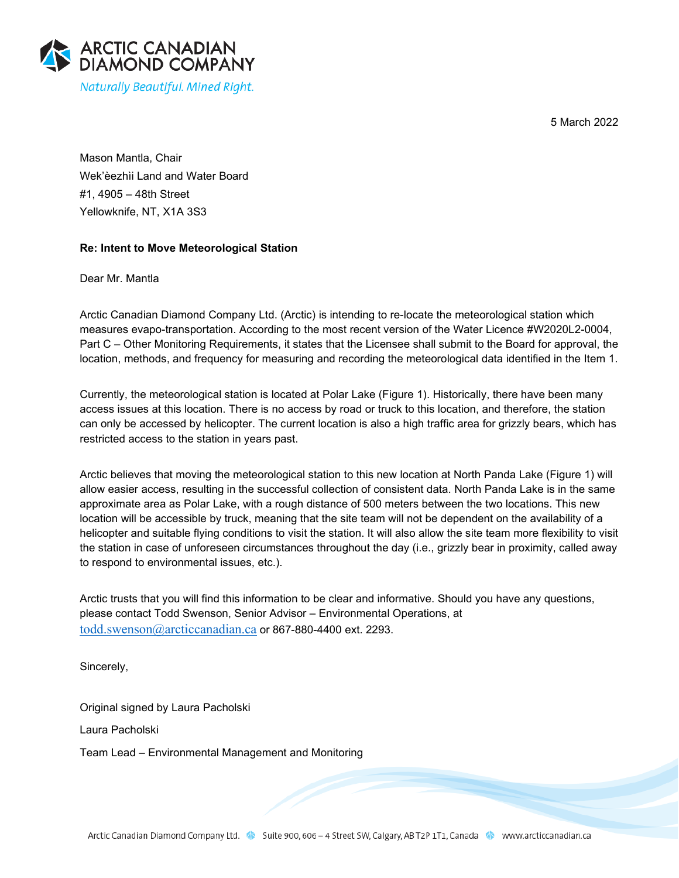**ARCTIC CANADIAN DIAMOND COMPANY**

*Naturally Beautiful. Mined Right.*

5 March 2022

Mason Mantla, Chair
Wek'èezhìi Land and Water Board
#1, 4905 – 48th Street
Yellowknife, NT, X1A 3S3

**Re: Intent to Move Meteorological Station**

Dear Mr. Mantla

Arctic Canadian Diamond Company Ltd. (Arctic) is intending to re-locate the meteorological station which measures evapo-transportation. According to the most recent version of the Water Licence #W2020L2-0004, Part C – Other Monitoring Requirements, it states that the Licensee shall submit to the Board for approval, the location, methods, and frequency for measuring and recording the meteorological data identified in the Item 1.

Currently, the meteorological station is located at Polar Lake (Figure 1). Historically, there have been many access issues at this location. There is no access by road or truck to this location, and therefore, the station can only be accessed by helicopter. The current location is also a high traffic area for grizzly bears, which has restricted access to the station in years past.

Arctic believes that moving the meteorological station to this new location at North Panda Lake (Figure 1) will allow easier access, resulting in the successful collection of consistent data. North Panda Lake is in the same approximate area as Polar Lake, with a rough distance of 500 meters between the two locations. This new location will be accessible by truck, meaning that the site team will not be dependent on the availability of a helicopter and suitable flying conditions to visit the station. It will also allow the site team more flexibility to visit the station in case of unforeseen circumstances throughout the day (i.e., grizzly bear in proximity, called away to respond to environmental issues, etc.).

Arctic trusts that you will find this information to be clear and informative. Should you have any questions, please contact Todd Swenson, Senior Advisor – Environmental Operations, at todd.swenson@arcticcanadian.ca or 867-880-4400 ext. 2293.

Sincerely,

Original signed by Laura Pacholski

Laura Pacholski

Team Lead – Environmental Management and Monitoring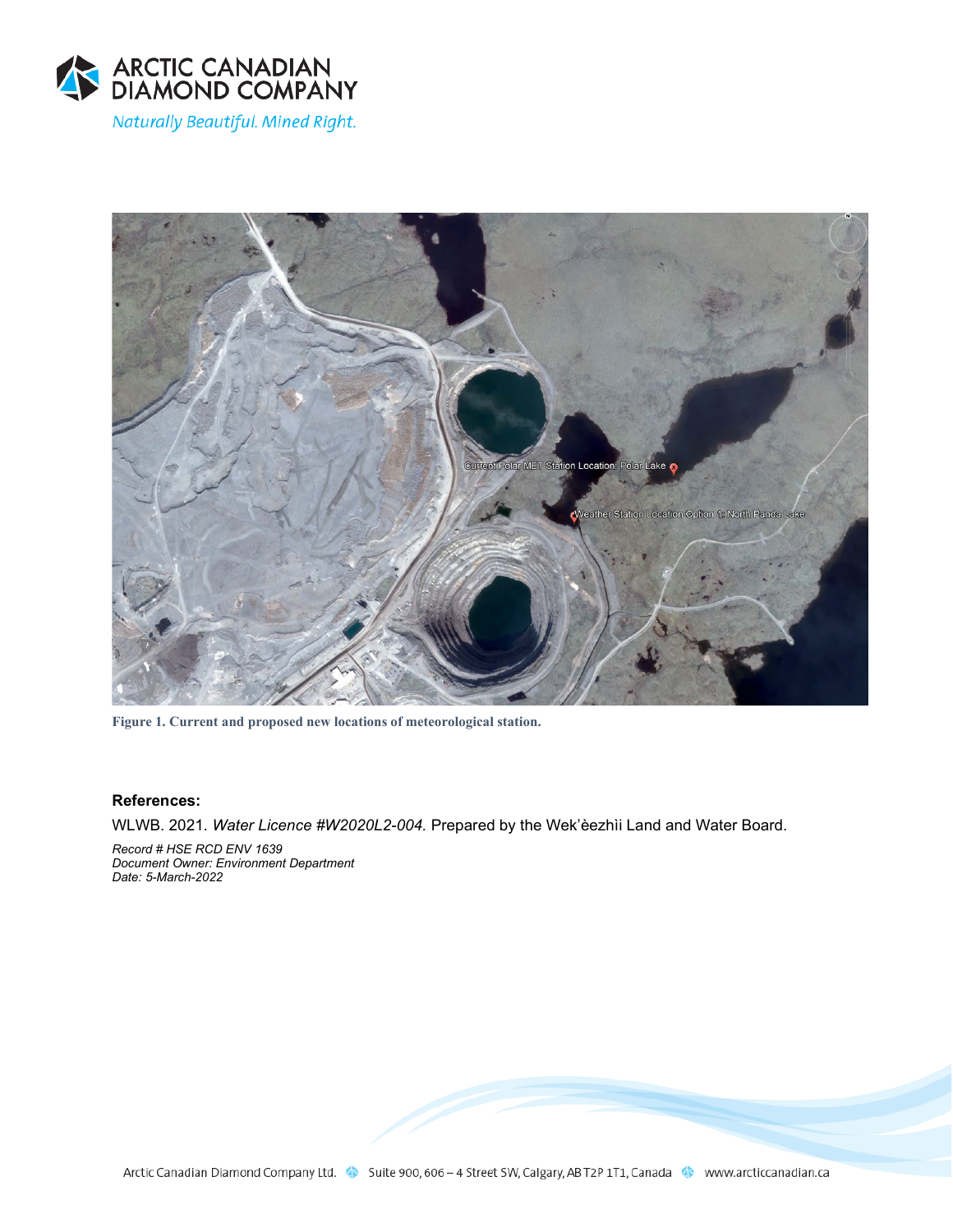Current Polar MET Station Location: Polar Lake

Weather Station Location Option 1: North Panda Lake

**Figure 1. Current and proposed new locations of meteorological station.**

**References:**

WLWB. 2021. *Water Licence #W2020L2-004.* Prepared by the Wek'èezhìi Land and Water Board.

*Record # HSE RCD ENV 1639*
*Document Owner: Environment Department*
*Date: 5-March-2022*